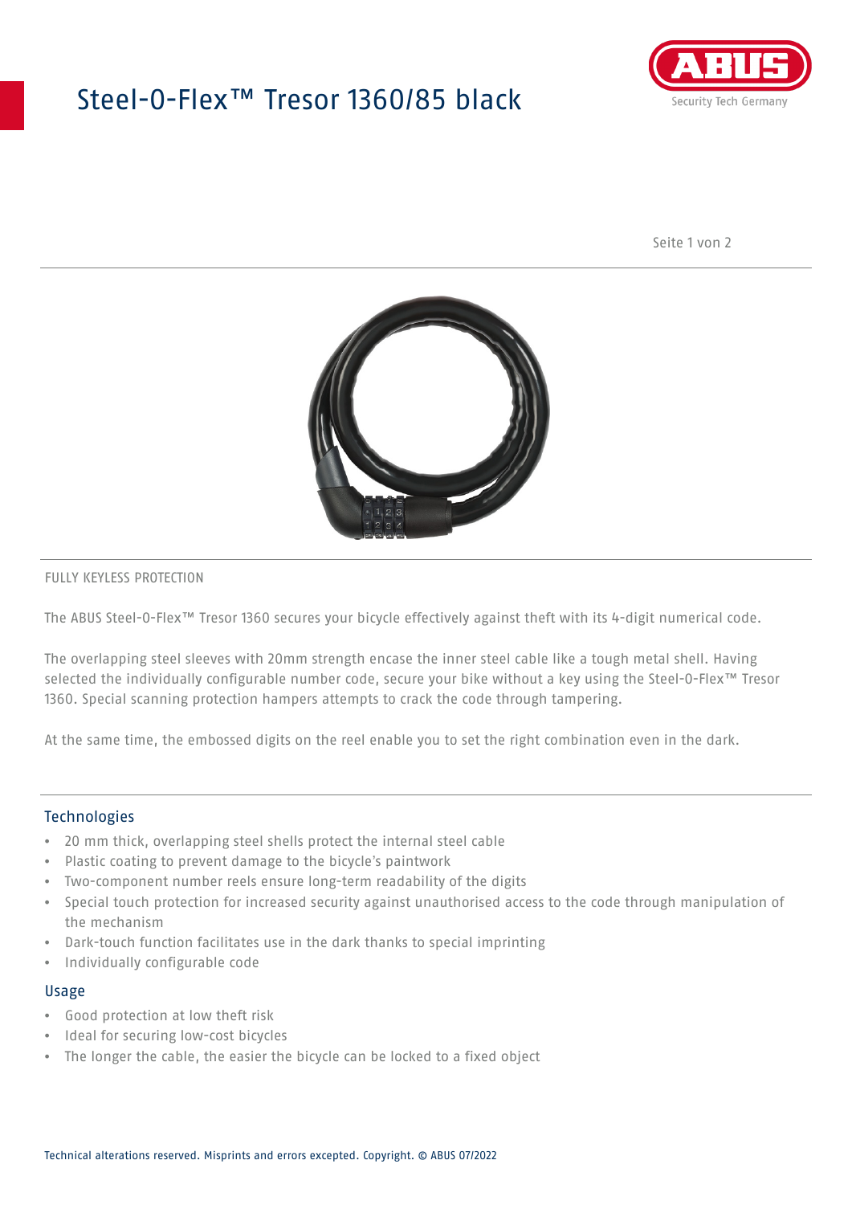# Steel-O-Flex™ Tresor 1360/85 black

FULLY KEYLESS PROTECTION

The ABUS Steel-O-Flex™ Tresor 1360 secures your bicycle effectively against theft with its 4-digit numerical code.

The overlapping steel sleeves with 20mm strength encase the inner steel cable like a tough metal shell. Having selected the individually configurable number code, secure your bike without a key using the Steel-O-Flex™ Tresor 1360. Special scanning protection hampers attempts to crack the code through tampering.

At the same time, the embossed digits on the reel enable you to set the right combination even in the dark.

## Technologies

- 20 mm thick, overlapping steel shells protect the internal steel cable
- Plastic coating to prevent damage to the bicycle's paintwork
- Two-component number reels ensure long-term readability of the digits
- Special touch protection for increased security against unauthorised access to the code through manipulation of the mechanism
- Dark-touch function facilitates use in the dark thanks to special imprinting
- Individually configurable code

## Usage

- Good protection at low theft risk
- Ideal for securing low-cost bicycles
- The longer the cable, the easier the bicycle can be locked to a fixed object

Technical alterations reserved. Misprints and errors excepted. Copyright. © ABUS 07/2022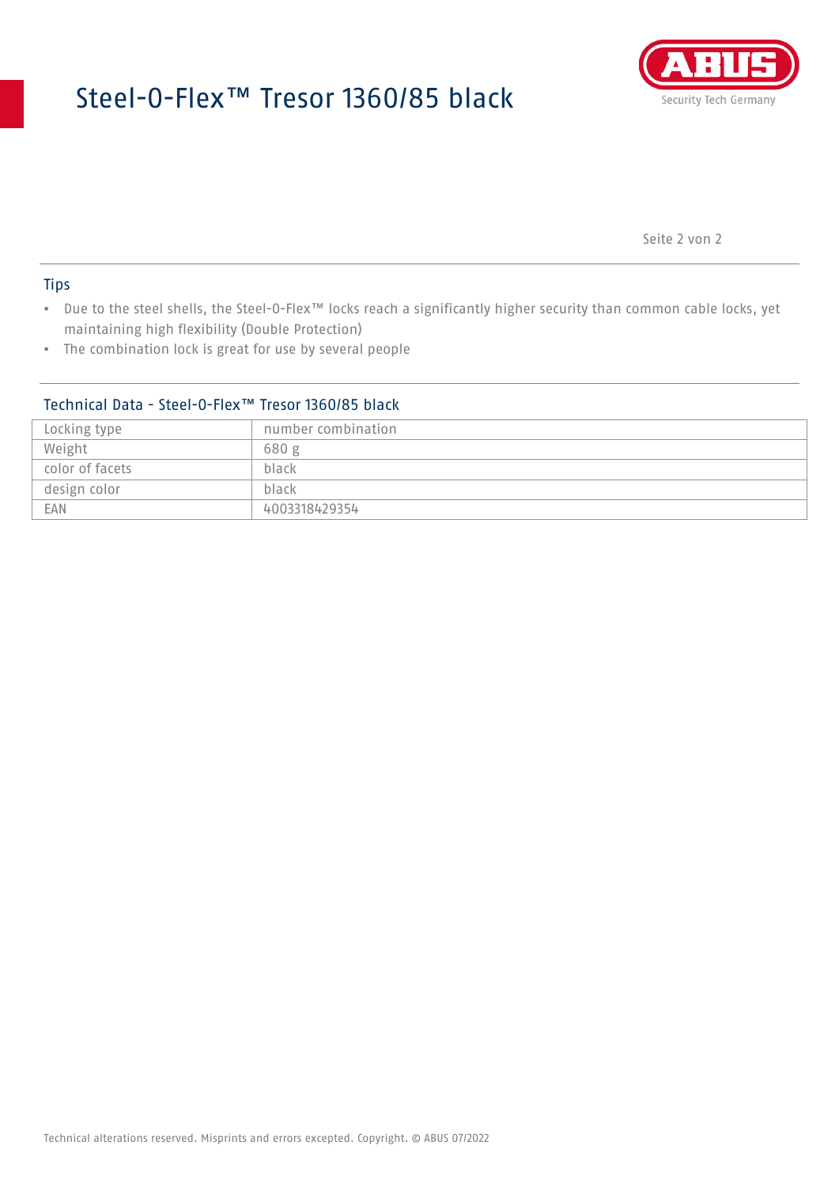# Steel-O-Flex™ Tresor 1360/85 black

## Tips

- Due to the steel shells, the Steel-O-Flex™ locks reach a significantly higher security than common cable locks, yet maintaining high flexibility (Double Protection)
- The combination lock is great for use by several people

## Technical Data - Steel-O-Flex™ Tresor 1360/85 black

| | |
|---|---|
| Locking type | number combination |
| Weight | 680 g |
| color of facets | black |
| design color | black |
| EAN | 4003318429354 |

Technical alterations reserved. Misprints and errors excepted. Copyright. © ABUS 07/2022